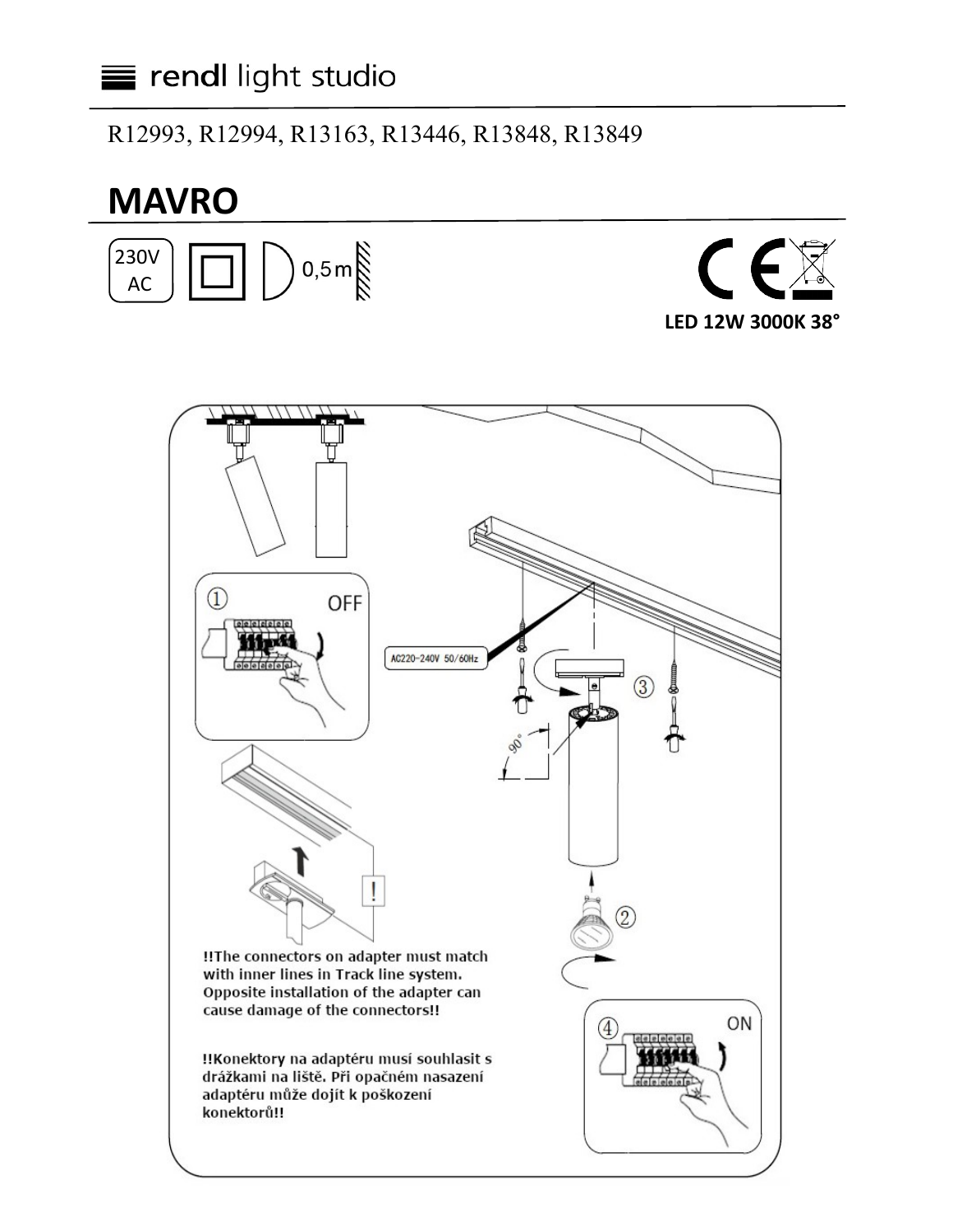rendl light studio

R12993, R12994, R13163, R13446, R13848, R13849

# MAVRO

230V AC

0,5m

LED 12W 3000K 38°

① OFF

AC220-240V 50/60Hz

③

90°

②

**!!The connectors on adapter must match with inner lines in Track line system. Opposite installation of the adapter can cause damage of the connectors!!**

**!!Konektory na adaptéru musí souhlasit s drážkami na liště. Při opačném nasazení adaptéru může dojít k poškození konektorů!!**

④ ON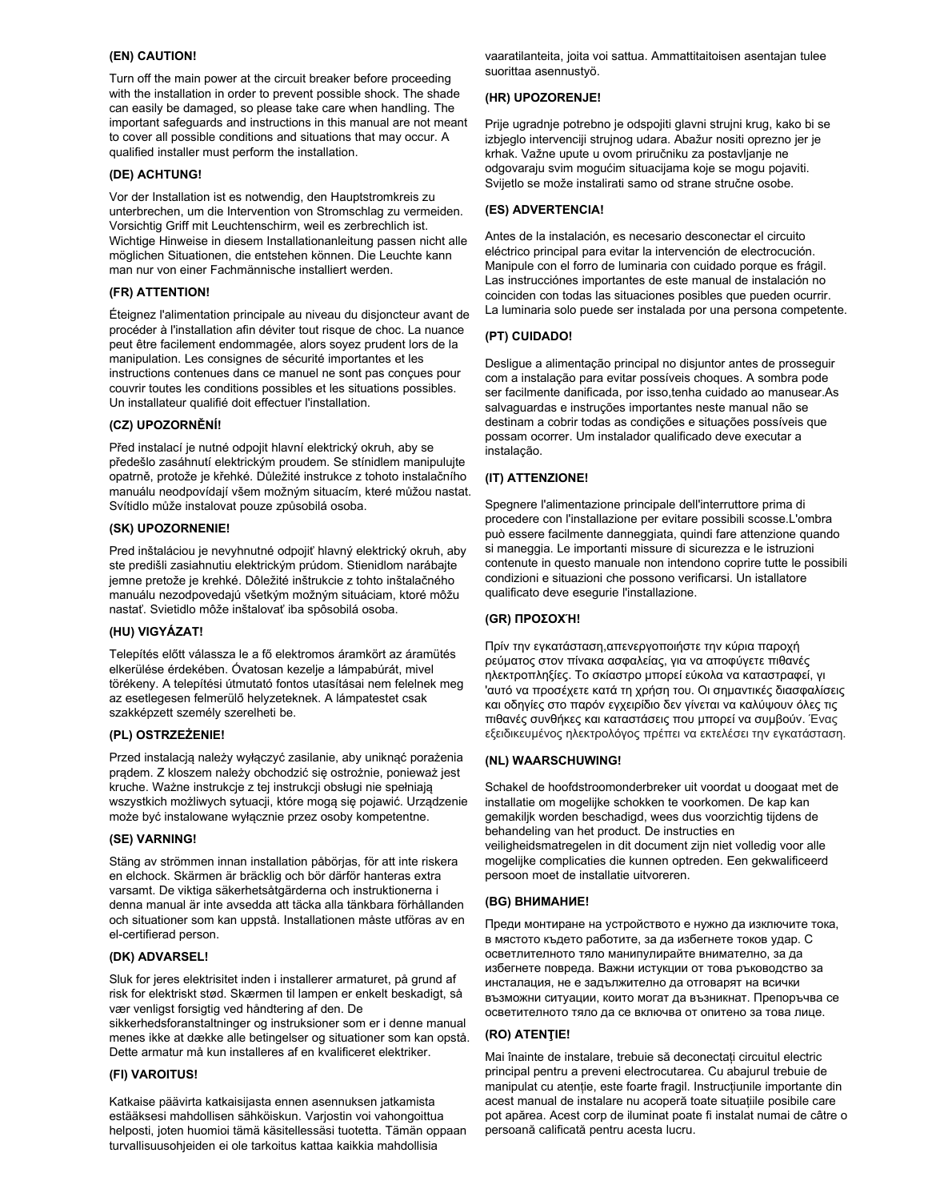**(EN) CAUTION!**

Turn off the main power at the circuit breaker before proceeding with the installation in order to prevent possible shock. The shade can easily be damaged, so please take care when handling. The important safeguards and instructions in this manual are not meant to cover all possible conditions and situations that may occur. A qualified installer must perform the installation.

**(DE) ACHTUNG!**

Vor der Installation ist es notwendig, den Hauptstromkreis zu unterbrechen, um die Intervention von Stromschlag zu vermeiden. Vorsichtig Griff mit Leuchtenschirm, weil es zerbrechlich ist. Wichtige Hinweise in diesem Installationanleitung passen nicht alle möglichen Situationen, die entstehen können. Die Leuchte kann man nur von einer Fachmännische installiert werden.

**(FR) ATTENTION!**

Éteignez l'alimentation principale au niveau du disjoncteur avant de procéder à l'installation afin déviter tout risque de choc. La nuance peut être facilement endommagée, alors soyez prudent lors de la manipulation. Les consignes de sécurité importantes et les instructions contenues dans ce manuel ne sont pas conçues pour couvrir toutes les conditions possibles et les situations possibles. Un installateur qualifié doit effectuer l'installation.

**(CZ) UPOZORNĚNÍ!**

Před instalací je nutné odpojit hlavní elektrický okruh, aby se předešlo zasáhnutí elektrickým proudem. Se stínidlem manipulujte opatrně, protože je křehké. Důležité instrukce z tohoto instalačního manuálu neodpovídají všem možným situacím, které můžou nastat. Svítidlo může instalovat pouze způsobilá osoba.

**(SK) UPOZORNENIE!**

Pred inštaláciou je nevyhnutné odpojiť hlavný elektrický okruh, aby ste predišli zasiahnutiu elektrickým prúdom. Stienidlom narábajte jemne pretože je krehké. Dôležité inštrukcie z tohto inštalačného manuálu nezodpovedajú všetkým možným situáciam, ktoré môžu nastať. Svietidlo môže inštalovať iba spôsobilá osoba.

**(HU) VIGYÁZAT!**

Telepítés előtt válassza le a fő elektromos áramkört az áramütés elkerülése érdekében. Óvatosan kezelje a lámpabúrát, mivel törékeny. A telepítési útmutató fontos utasításai nem felelnek meg az esetlegesen felmerülő helyzeteknek. A lámpatestet csak szakképzett személy szerelheti be.

**(PL) OSTRZEŻENIE!**

Przed instalacją należy wyłączyć zasilanie, aby uniknąć porażenia prądem. Z kloszem należy obchodzić się ostrożnie, ponieważ jest kruche. Ważne instrukcje z tej instrukcji obsługi nie spełniają wszystkich możliwych sytuacji, które mogą się pojawić. Urządzenie może być instalowane wyłącznie przez osoby kompetentne.

**(SE) VARNING!**

Stäng av strömmen innan installation påbörjas, för att inte riskera en elchock. Skärmen är bräcklig och bör därför hanteras extra varsamt. De viktiga säkerhetsåtgärderna och instruktionerna i denna manual är inte avsedda att täcka alla tänkbara förhållanden och situationer som kan uppstå. Installationen måste utföras av en el-certifierad person.

**(DK) ADVARSEL!**

Sluk for jeres elektrisitet inden i installerer armaturet, på grund af risk for elektriskt stød. Skærmen til lampen er enkelt beskadigt, så vær venligst forsigtig ved håndtering af den. De sikkerhedsforanstaltninger og instruksioner som er i denne manual menes ikke at dække alle betingelser og situationer som kan opstå. Dette armatur må kun installeres af en kvalificeret elektriker.

**(FI) VAROITUS!**

Katkaise päävirta katkaisijasta ennen asennuksen jatkamista estääksesi mahdollisen sähköiskun. Varjostin voi vahongoittua helposti, joten huomioi tämä käsitellessäsi tuotetta. Tämän oppaan turvallisuusohjeiden ei ole tarkoitus kattaa kaikkia mahdollisia vaaratilanteita, joita voi sattua. Ammattitaitoisen asentajan tulee suorittaa asennustyö.

**(HR) UPOZORENJE!**

Prije ugradnje potrebno je odspojiti glavni strujni krug, kako bi se izbjeglo intervenciji strujnog udara. Abažur nositi oprezno jer je krhak. Važne upute u ovom priručniku za postavljanje ne odgovaraju svim mogućim situacijama koje se mogu pojaviti. Svijetlo se može instalirati samo od strane stručne osobe.

**(ES) ADVERTENCIA!**

Antes de la instalación, es necesario desconectar el circuito eléctrico principal para evitar la intervención de electrocución. Manipule con el forro de luminaria con cuidado porque es frágil. Las instrucciónes importantes de este manual de instalación no coinciden con todas las situaciones posibles que pueden ocurrir. La luminaria solo puede ser instalada por una persona competente.

**(PT) CUIDADO!**

Desligue a alimentação principal no disjuntor antes de prosseguir com a instalação para evitar possíveis choques. A sombra pode ser facilmente danificada, por isso,tenha cuidado ao manusear.As salvaguardas e instruções importantes neste manual não se destinam a cobrir todas as condições e situações possíveis que possam ocorrer. Um instalador qualificado deve executar a instalação.

**(IT) ATTENZIONE!**

Spegnere l'alimentazione principale dell'interruttore prima di procedere con l'installazione per evitare possibili scosse.L'ombra può essere facilmente danneggiata, quindi fare attenzione quando si maneggia. Le importanti misure di sicurezza e le istruzioni contenute in questo manuale non intendono coprire tutte le possibili condizioni e situazioni che possono verificarsi. Un installatore qualificato deve eseguire l'installazione.

**(GR) ΠΡΟΣΟΧΉ!**

Πρίν την εγκατάσταση,απενεργοποιήστε την κύρια παροχή ρεύματος στον πίνακα ασφαλείας, για να αποφύγετε πιθανές ηλεκτροπληξίες. Το σκίαστρο μπορεί εύκολα να καταστραφεί, γι 'αυτό να προσέχετε κατά τη χρήση του. Οι σημαντικές διασφαλίσεις και οδηγίες στο παρόν εγχειρίδιο δεν γίνεται να καλύψουν όλες τις πιθανές συνθήκες και καταστάσεις που μπορεί να συμβούν. Ένας εξειδικευμένος ηλεκτρολόγος πρέπει να εκτελέσει την εγκατάσταση.

**(NL) WAARSCHUWING!**

Schakel de hoofdstroomonderbreker uit voordat u doogaat met de installatie om mogelijke schokken te voorkomen. De kap kan gemakkelijk worden beschadigd, wees dus voorzichtig tijdens de behandeling van het product. De instructies en veiligheidsmatregelen in dit document zijn niet volledig voor alle mogelijke complicaties die kunnen optreden. Een gekwalificeerd persoon moet de installatie uitvoreren.

**(BG) ВНИМАНИЕ!**

Преди монтиране на устройството е нужно да изключите тока, в мястото където работите, за да избегнете токов удар. С осветлителното тяло манипулирайте внимателно, за да избегнете повреда. Важни истукции от това ръководство за инсталация, не е задължително да отговарят на всички възможни ситуации, които могат да възникнат. Препоръчва се осветлителното тяло да се включва от опитено за това лице.

**(RO) ATENŢIE!**

Mai înainte de instalare, trebuie să deconectați circuitul electric principal pentru a preveni electrocutarea. Cu abajurul trebuie de manipulat cu atenție, este foarte fragil. Instrucțiunile importante din acest manual de instalare nu acoperă toate situațiile posibile care pot apărea. Acest corp de iluminat poate fi instalat numai de către o persoană calificată pentru acesta lucru.